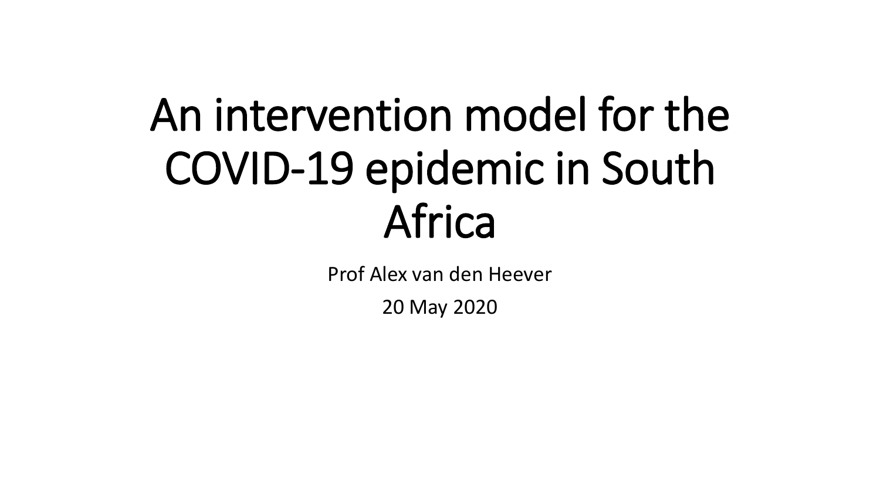# An intervention model for the COVID-19 epidemic in South Africa

Prof Alex van den Heever

20 May 2020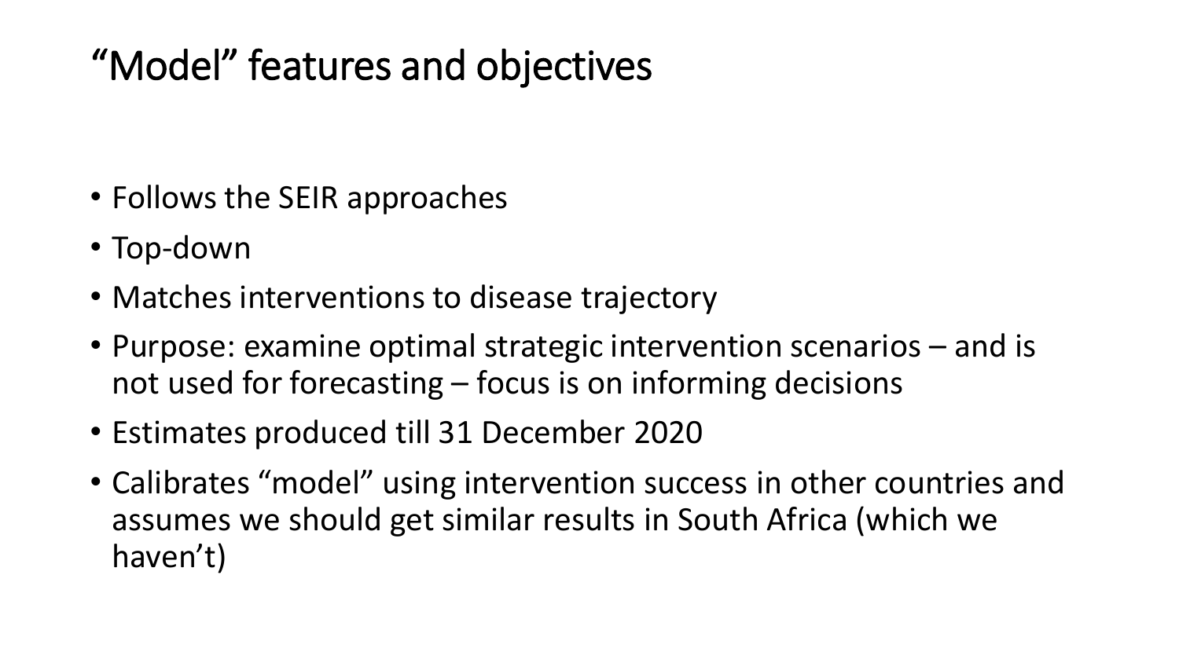# “Model” features and objectives

- Follows the SEIR approaches
- Top-down
- Matches interventions to disease trajectory
- Purpose: examine optimal strategic intervention scenarios – and is not used for forecasting – focus is on informing decisions
- Estimates produced till 31 December 2020
- Calibrates “model” using intervention success in other countries and assumes we should get similar results in South Africa (which we haven’t)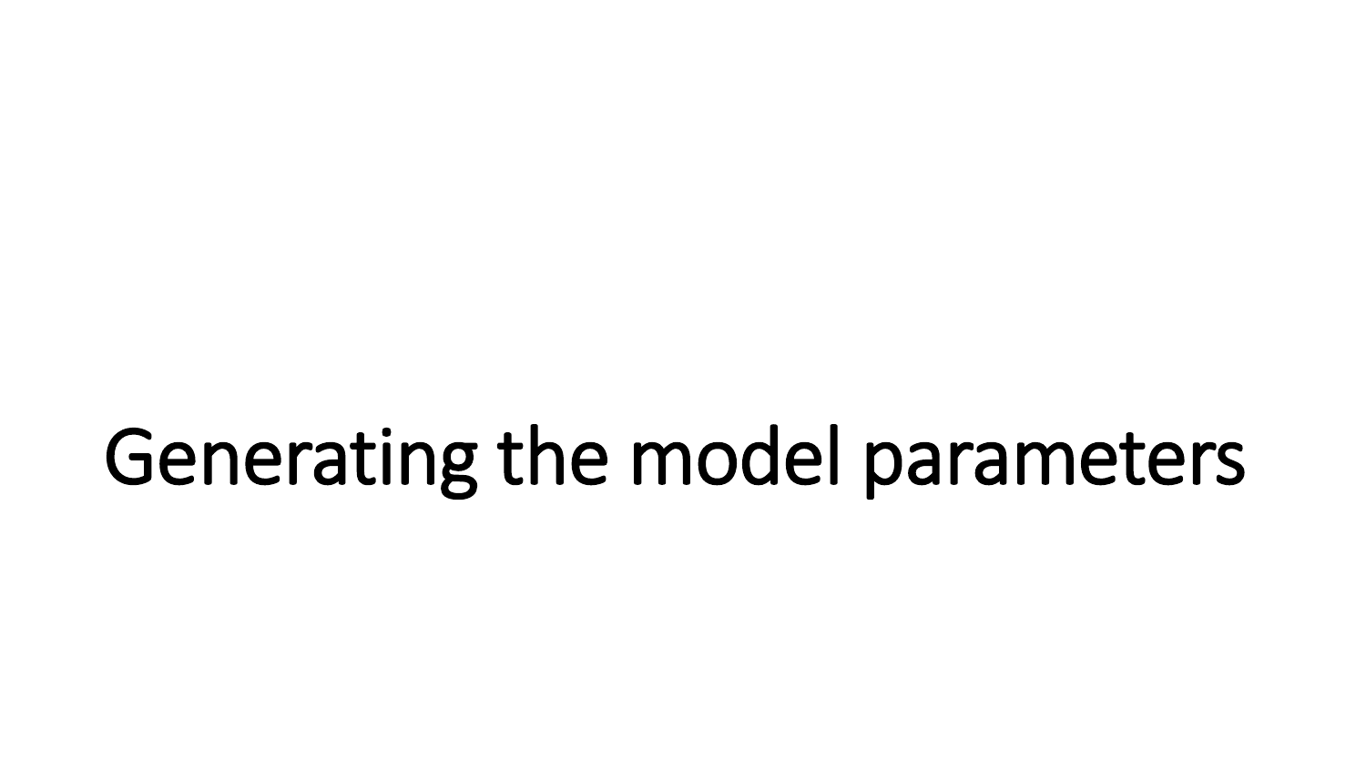# Generating the model parameters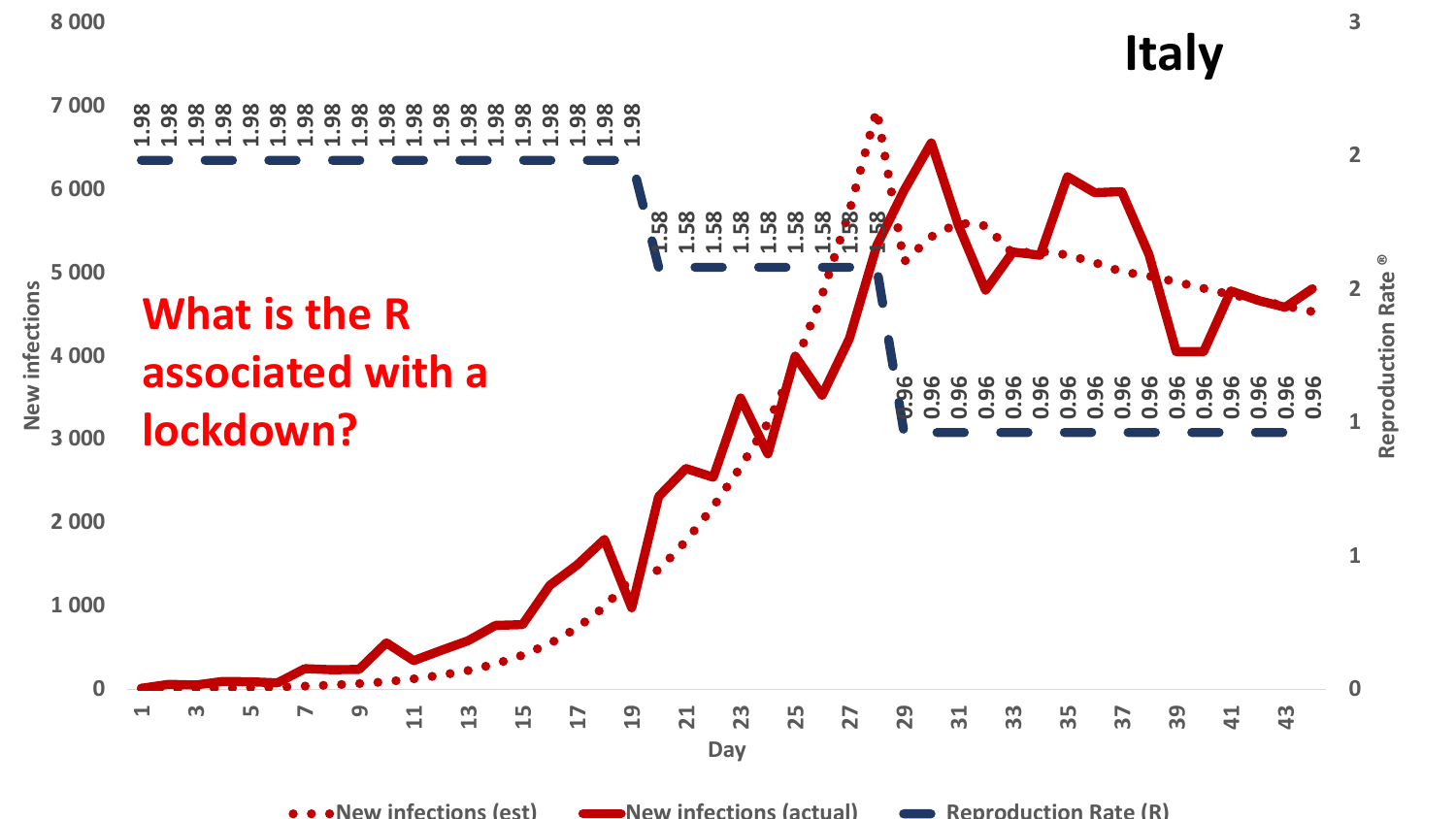# Italy

**What is the R associated with a lockdown?**

New infections (est) — New infections (actual) — Reproduction Rate (R)

Reproduction Rate: 1.98 (days 1–19), 1.58 (days 20–28), 0.96 (days 29–44)

Axes: Day (x-axis); New infections (left y-axis, 0 – 8 000); Reproduction Rate ® (right y-axis, 0 – 3)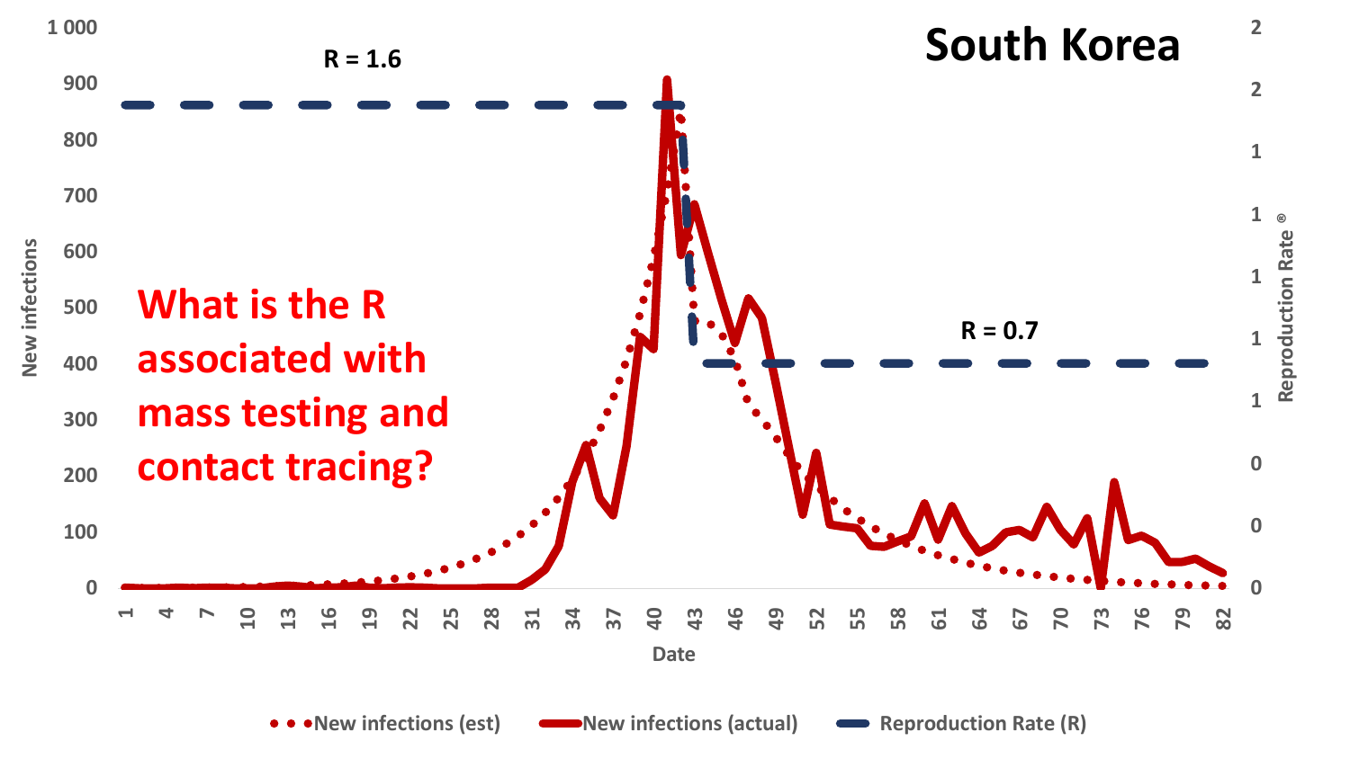# South Korea

R = 1.6

R = 0.7

**What is the R associated with mass testing and contact tracing?**

New infections (est) | New infections (actual) | Reproduction Rate (R)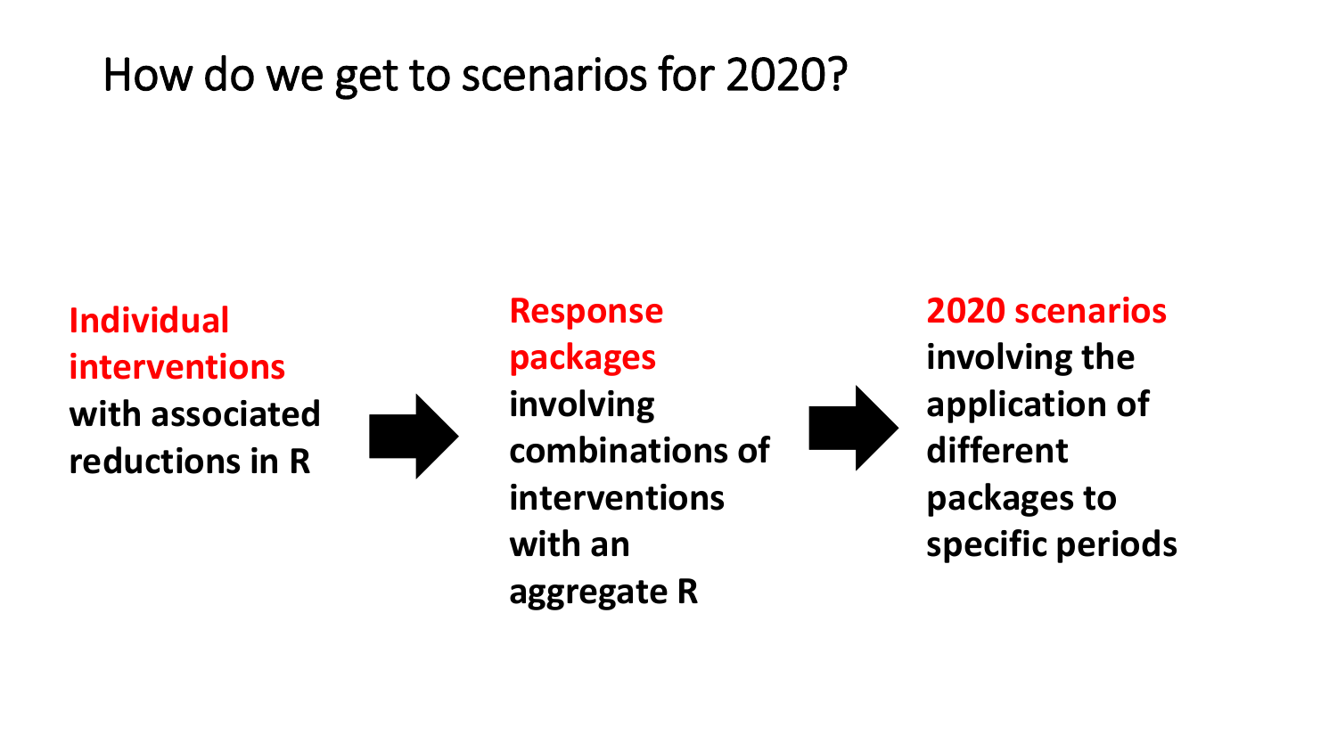# How do we get to scenarios for 2020?

**Individual interventions** with associated reductions in R

→

**Response packages** involving combinations of interventions with an aggregate R

→

**2020 scenarios** involving the application of different packages to specific periods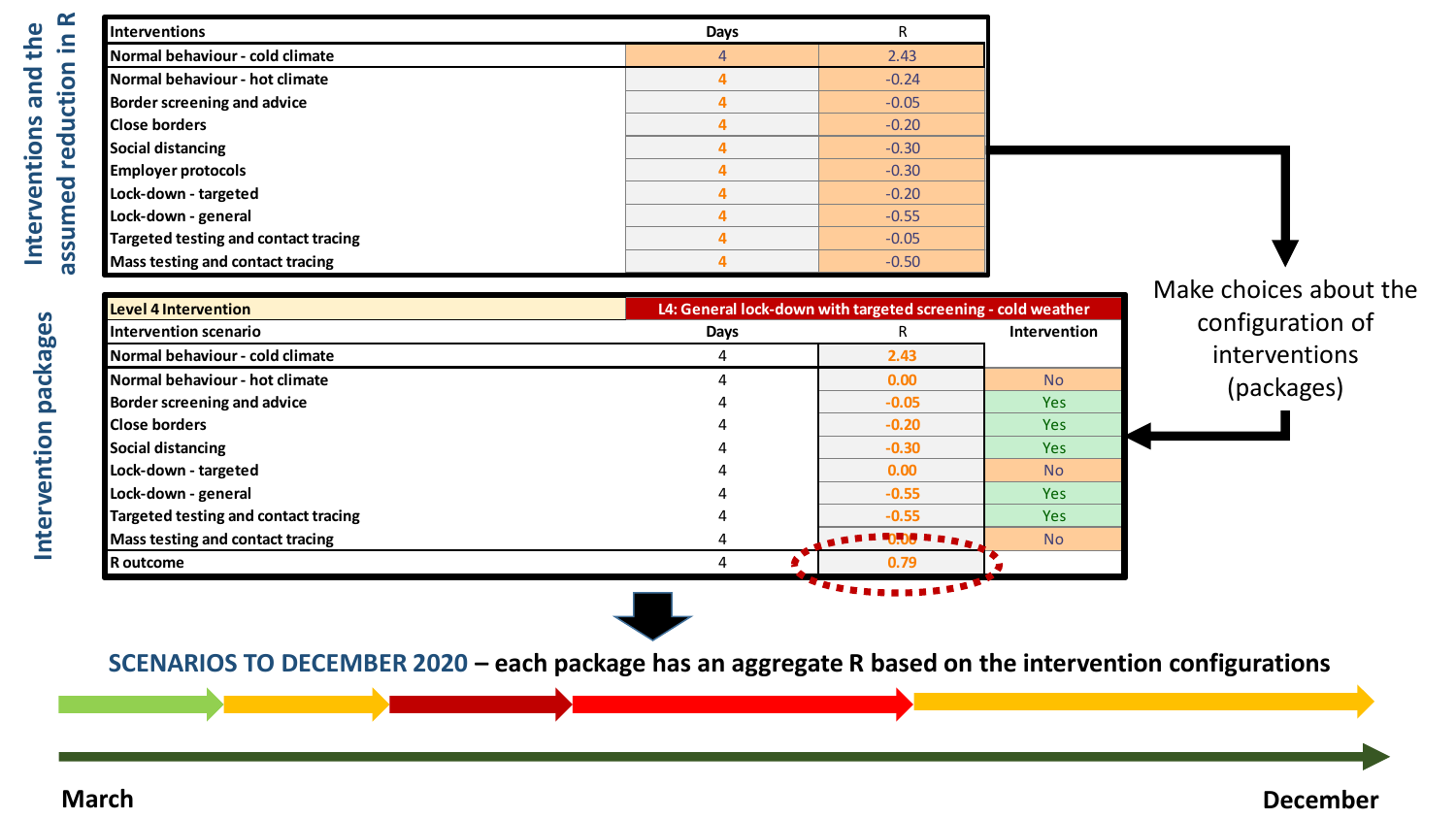## Interventions and the assumed reduction in R

| Interventions | Days | R |
|---|---|---|
| Normal behaviour - cold climate | 4 | 2.43 |
| Normal behaviour - hot climate | 4 | -0.24 |
| Border screening and advice | 4 | -0.05 |
| Close borders | 4 | -0.20 |
| Social distancing | 4 | -0.30 |
| Employer protocols | 4 | -0.30 |
| Lock-down - targeted | 4 | -0.20 |
| Lock-down - general | 4 | -0.55 |
| Targeted testing and contact tracing | 4 | -0.05 |
| Mass testing and contact tracing | 4 | -0.50 |

Make choices about the configuration of interventions (packages)

## Intervention packages

| Level 4 Intervention | L4: General lock-down with targeted screening - cold weather | | |
|---|---|---|---|
| Intervention scenario | Days | R | Intervention |
| Normal behaviour - cold climate | 4 | 2.43 | |
| Normal behaviour - hot climate | 4 | 0.00 | No |
| Border screening and advice | 4 | -0.05 | Yes |
| Close borders | 4 | -0.20 | Yes |
| Social distancing | 4 | -0.30 | Yes |
| Lock-down - targeted | 4 | 0.00 | No |
| Lock-down - general | 4 | -0.55 | Yes |
| Targeted testing and contact tracing | 4 | -0.55 | Yes |
| Mass testing and contact tracing | 4 | 0.00 | No |
| R outcome | 4 | 0.79 | |

**SCENARIOS TO DECEMBER 2020 – each package has an aggregate R based on the intervention configurations**

March — December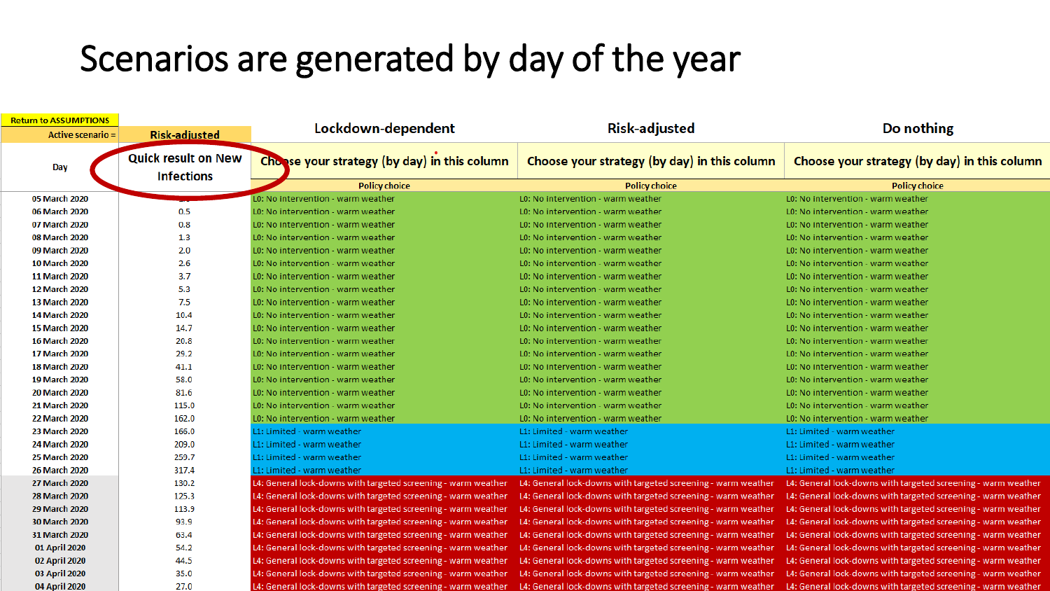# Scenarios are generated by day of the year

| Return to ASSUMPTIONS | | | | |
|---|---|---|---|---|
| Active scenario = | Risk-adjusted | Lockdown-dependent | Risk-adjusted | Do nothing |
| Day | Quick result on New Infections | Choose your strategy (by day) in this column | Choose your strategy (by day) in this column | Choose your strategy (by day) in this column |
| | | Policy choice | Policy choice | Policy choice |
| 05 March 2020 | | L0: No intervention - warm weather | L0: No intervention - warm weather | L0: No intervention - warm weather |
| 06 March 2020 | 0.5 | L0: No intervention - warm weather | L0: No intervention - warm weather | L0: No intervention - warm weather |
| 07 March 2020 | 0.8 | L0: No intervention - warm weather | L0: No intervention - warm weather | L0: No intervention - warm weather |
| 08 March 2020 | 1.3 | L0: No intervention - warm weather | L0: No intervention - warm weather | L0: No intervention - warm weather |
| 09 March 2020 | 2.0 | L0: No intervention - warm weather | L0: No intervention - warm weather | L0: No intervention - warm weather |
| 10 March 2020 | 2.6 | L0: No intervention - warm weather | L0: No intervention - warm weather | L0: No intervention - warm weather |
| 11 March 2020 | 3.7 | L0: No intervention - warm weather | L0: No intervention - warm weather | L0: No intervention - warm weather |
| 12 March 2020 | 5.3 | L0: No intervention - warm weather | L0: No intervention - warm weather | L0: No intervention - warm weather |
| 13 March 2020 | 7.5 | L0: No intervention - warm weather | L0: No intervention - warm weather | L0: No intervention - warm weather |
| 14 March 2020 | 10.4 | L0: No intervention - warm weather | L0: No intervention - warm weather | L0: No intervention - warm weather |
| 15 March 2020 | 14.7 | L0: No intervention - warm weather | L0: No intervention - warm weather | L0: No intervention - warm weather |
| 16 March 2020 | 20.8 | L0: No intervention - warm weather | L0: No intervention - warm weather | L0: No intervention - warm weather |
| 17 March 2020 | 29.2 | L0: No intervention - warm weather | L0: No intervention - warm weather | L0: No intervention - warm weather |
| 18 March 2020 | 41.1 | L0: No intervention - warm weather | L0: No intervention - warm weather | L0: No intervention - warm weather |
| 19 March 2020 | 58.0 | L0: No intervention - warm weather | L0: No intervention - warm weather | L0: No intervention - warm weather |
| 20 March 2020 | 81.6 | L0: No intervention - warm weather | L0: No intervention - warm weather | L0: No intervention - warm weather |
| 21 March 2020 | 115.0 | L0: No intervention - warm weather | L0: No intervention - warm weather | L0: No intervention - warm weather |
| 22 March 2020 | 162.0 | L0: No intervention - warm weather | L0: No intervention - warm weather | L0: No intervention - warm weather |
| 23 March 2020 | 166.0 | L1: Limited - warm weather | L1: Limited - warm weather | L1: Limited - warm weather |
| 24 March 2020 | 209.0 | L1: Limited - warm weather | L1: Limited - warm weather | L1: Limited - warm weather |
| 25 March 2020 | 259.7 | L1: Limited - warm weather | L1: Limited - warm weather | L1: Limited - warm weather |
| 26 March 2020 | 317.4 | L1: Limited - warm weather | L1: Limited - warm weather | L1: Limited - warm weather |
| 27 March 2020 | 130.2 | L4: General lock-downs with targeted screening - warm weather | L4: General lock-downs with targeted screening - warm weather | L4: General lock-downs with targeted screening - warm weather |
| 28 March 2020 | 125.3 | L4: General lock-downs with targeted screening - warm weather | L4: General lock-downs with targeted screening - warm weather | L4: General lock-downs with targeted screening - warm weather |
| 29 March 2020 | 113.9 | L4: General lock-downs with targeted screening - warm weather | L4: General lock-downs with targeted screening - warm weather | L4: General lock-downs with targeted screening - warm weather |
| 30 March 2020 | 93.9 | L4: General lock-downs with targeted screening - warm weather | L4: General lock-downs with targeted screening - warm weather | L4: General lock-downs with targeted screening - warm weather |
| 31 March 2020 | 63.4 | L4: General lock-downs with targeted screening - warm weather | L4: General lock-downs with targeted screening - warm weather | L4: General lock-downs with targeted screening - warm weather |
| 01 April 2020 | 54.2 | L4: General lock-downs with targeted screening - warm weather | L4: General lock-downs with targeted screening - warm weather | L4: General lock-downs with targeted screening - warm weather |
| 02 April 2020 | 44.5 | L4: General lock-downs with targeted screening - warm weather | L4: General lock-downs with targeted screening - warm weather | L4: General lock-downs with targeted screening - warm weather |
| 03 April 2020 | 35.0 | L4: General lock-downs with targeted screening - warm weather | L4: General lock-downs with targeted screening - warm weather | L4: General lock-downs with targeted screening - warm weather |
| 04 April 2020 | 27.0 | L4: General lock-downs with targeted screening - warm weather | L4: General lock-downs with targeted screening - warm weather | L4: General lock-downs with targeted screening - warm weather |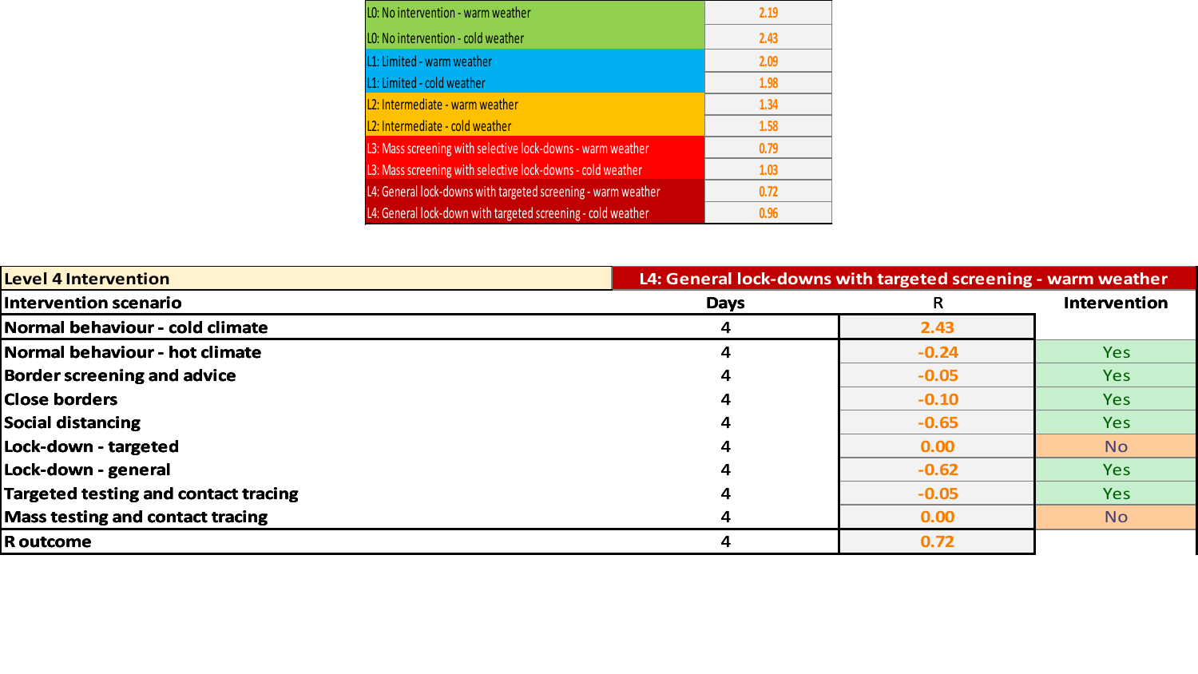| Scenario | R |
|---|---|
| L0: No intervention - warm weather | 2.19 |
| L0: No intervention - cold weather | 2.43 |
| L1: Limited - warm weather | 2.09 |
| L1: Limited - cold weather | 1.98 |
| L2: Intermediate - warm weather | 1.34 |
| L2: Intermediate - cold weather | 1.58 |
| L3: Mass screening with selective lock-downs - warm weather | 0.79 |
| L3: Mass screening with selective lock-downs - cold weather | 1.03 |
| L4: General lock-downs with targeted screening - warm weather | 0.72 |
| L4: General lock-down with targeted screening - cold weather | 0.96 |

| **Level 4 Intervention** | **L4: General lock-downs with targeted screening - warm weather** | | |
|---|---|---|---|
| **Intervention scenario** | **Days** | R | **Intervention** |
| **Normal behaviour - cold climate** | 4 | 2.43 | |
| **Normal behaviour - hot climate** | 4 | -0.24 | Yes |
| **Border screening and advice** | 4 | -0.05 | Yes |
| **Close borders** | 4 | -0.10 | Yes |
| **Social distancing** | 4 | -0.65 | Yes |
| **Lock-down - targeted** | 4 | 0.00 | No |
| **Lock-down - general** | 4 | -0.62 | Yes |
| **Targeted testing and contact tracing** | 4 | -0.05 | Yes |
| **Mass testing and contact tracing** | 4 | 0.00 | No |
| **R outcome** | 4 | 0.72 | |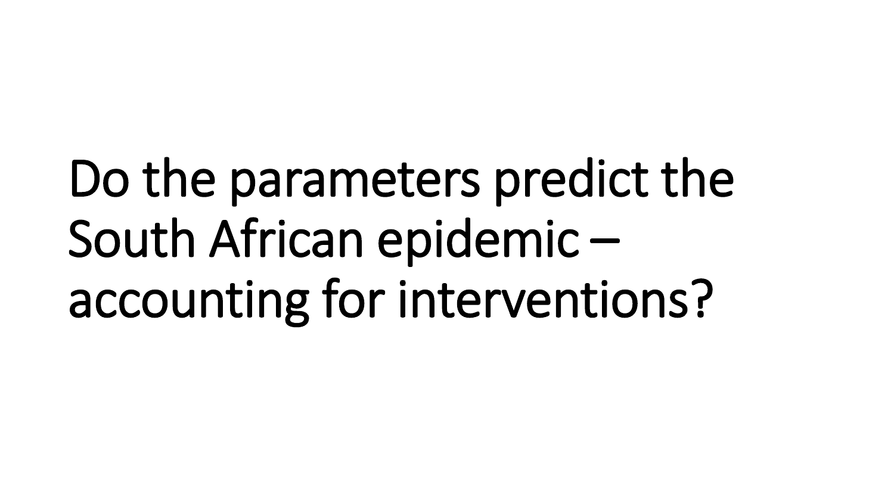# Do the parameters predict the South African epidemic – accounting for interventions?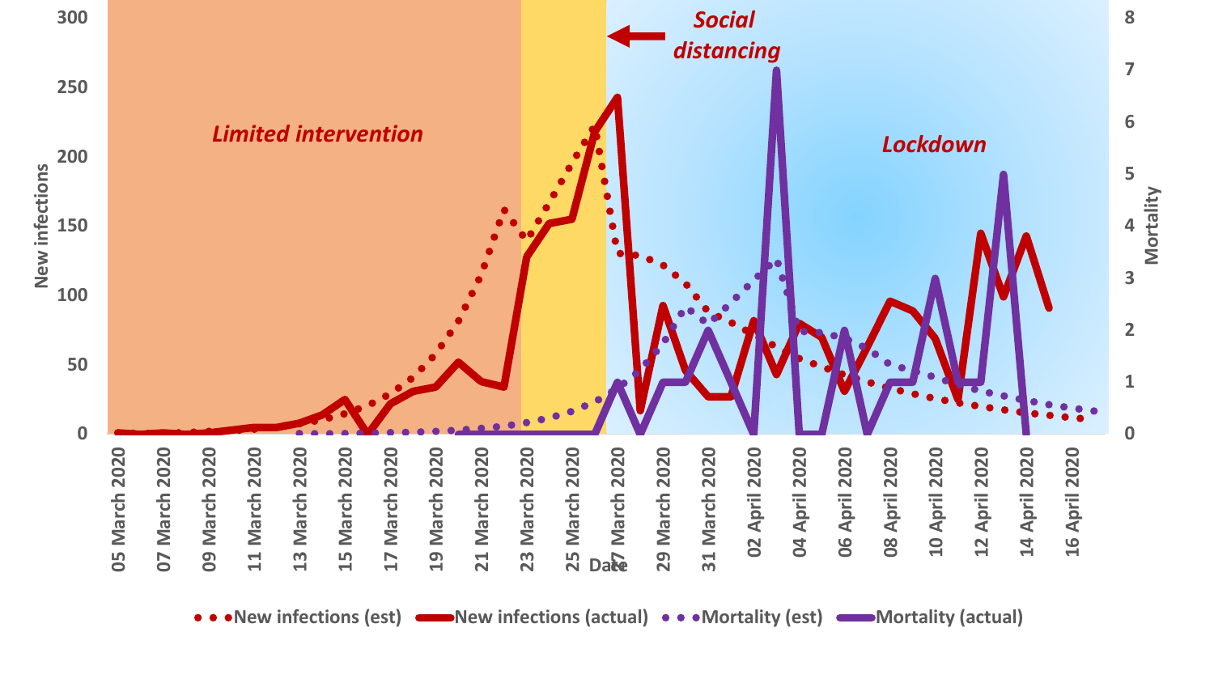Limited intervention

Social distancing

Lockdown

New infections

Mortality

Date

New infections (est) | New infections (actual) | Mortality (est) | Mortality (actual)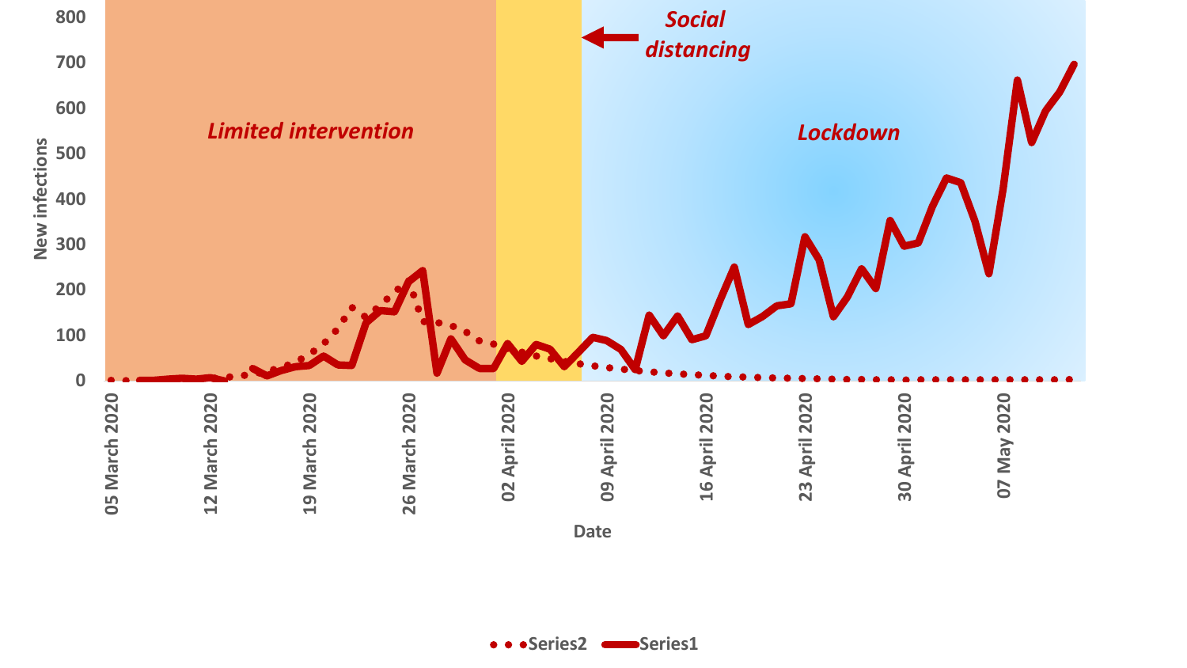Social distancing

Limited intervention

Lockdown

New infections

800
700
600
500
400
300
200
100
0

05 March 2020
12 March 2020
19 March 2020
26 March 2020
02 April 2020
09 April 2020
16 April 2020
23 April 2020
30 April 2020
07 May 2020

Date

Series2 Series1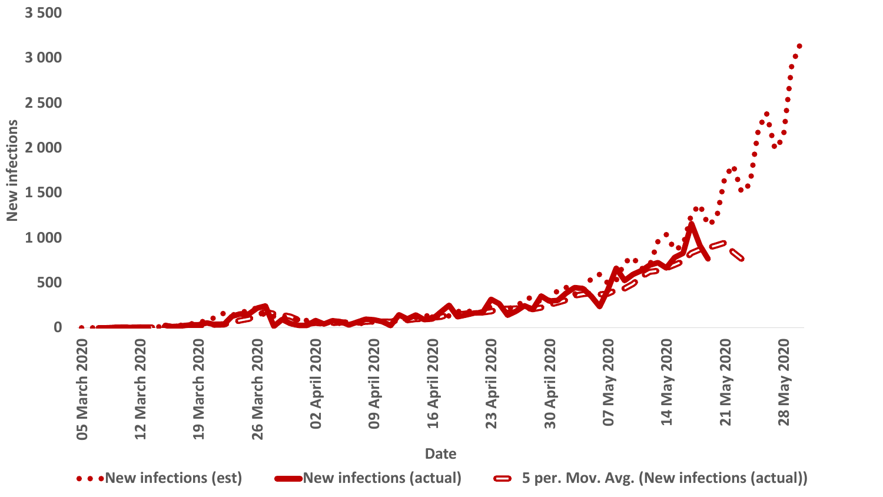New infections

3 500
3 000
2 500
2 000
1 500
1 000
500
0

05 March 2020
12 March 2020
19 March 2020
26 March 2020
02 April 2020
09 April 2020
16 April 2020
23 April 2020
30 April 2020
07 May 2020
14 May 2020
21 May 2020
28 May 2020

Date

New infections (est) New infections (actual) 5 per. Mov. Avg. (New infections (actual))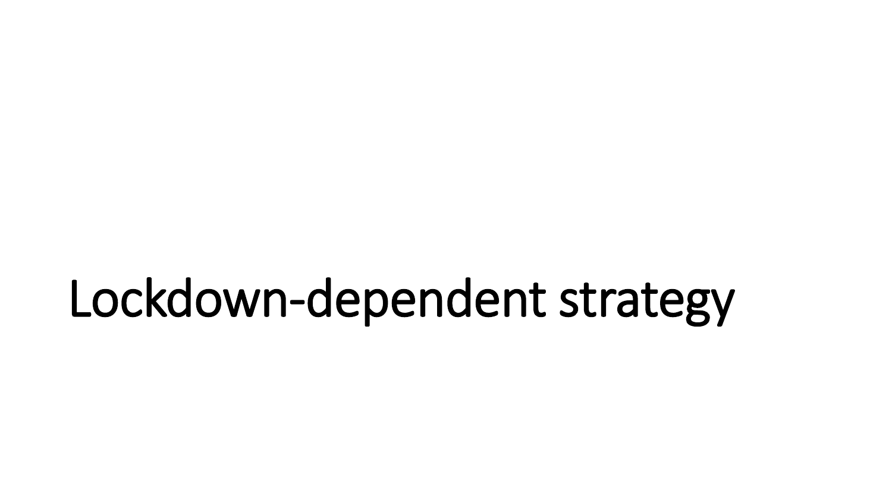# Lockdown-dependent strategy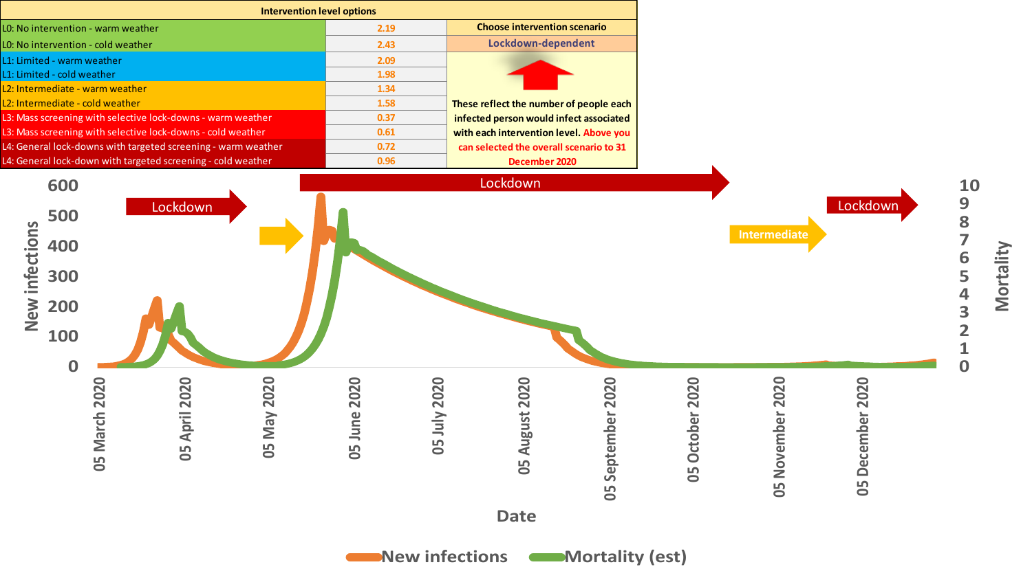| Intervention level options | | |
|---|---|---|
| L0: No intervention - warm weather | 2.19 | Choose intervention scenario |
| L0: No intervention - cold weather | 2.43 | Lockdown-dependent |
| L1: Limited - warm weather | 2.09 | |
| L1: Limited - cold weather | 1.98 | |
| L2: Intermediate - warm weather | 1.34 | |
| L2: Intermediate - cold weather | 1.58 | These reflect the number of people each infected person would infect associated with each intervention level. Above you can selected the overall scenario to 31 December 2020 |
| L3: Mass screening with selective lock-downs - warm weather | 0.37 | |
| L3: Mass screening with selective lock-downs - cold weather | 0.61 | |
| L4: General lock-downs with targeted screening - warm weather | 0.72 | |
| L4: General lock-down with targeted screening - cold weather | 0.96 | |

Lockdown | Lockdown | Intermediate | Lockdown

New infections (0–600) / Mortality (0–10)

Date: 05 March 2020, 05 April 2020, 05 May 2020, 05 June 2020, 05 July 2020, 05 August 2020, 05 September 2020, 05 October 2020, 05 November 2020, 05 December 2020

New infections — Mortality (est)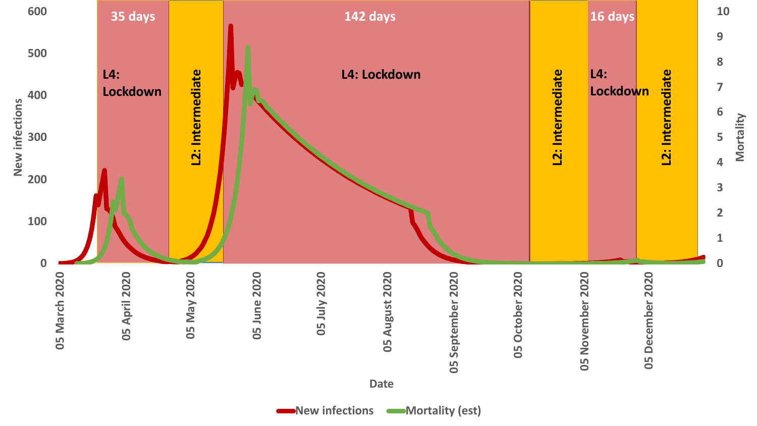35 days | 142 days | 16 days

L4: Lockdown | L2: Intermediate | L4: Lockdown | L2: Intermediate | L4: Lockdown | L2: Intermediate

New infections: 0, 100, 200, 300, 400, 500, 600

Mortality: 0, 1, 2, 3, 4, 5, 6, 7, 8, 9, 10

Date: 05 March 2020, 05 April 2020, 05 May 2020, 05 June 2020, 05 July 2020, 05 August 2020, 05 September 2020, 05 October 2020, 05 November 2020, 05 December 2020

New infections | Mortality (est)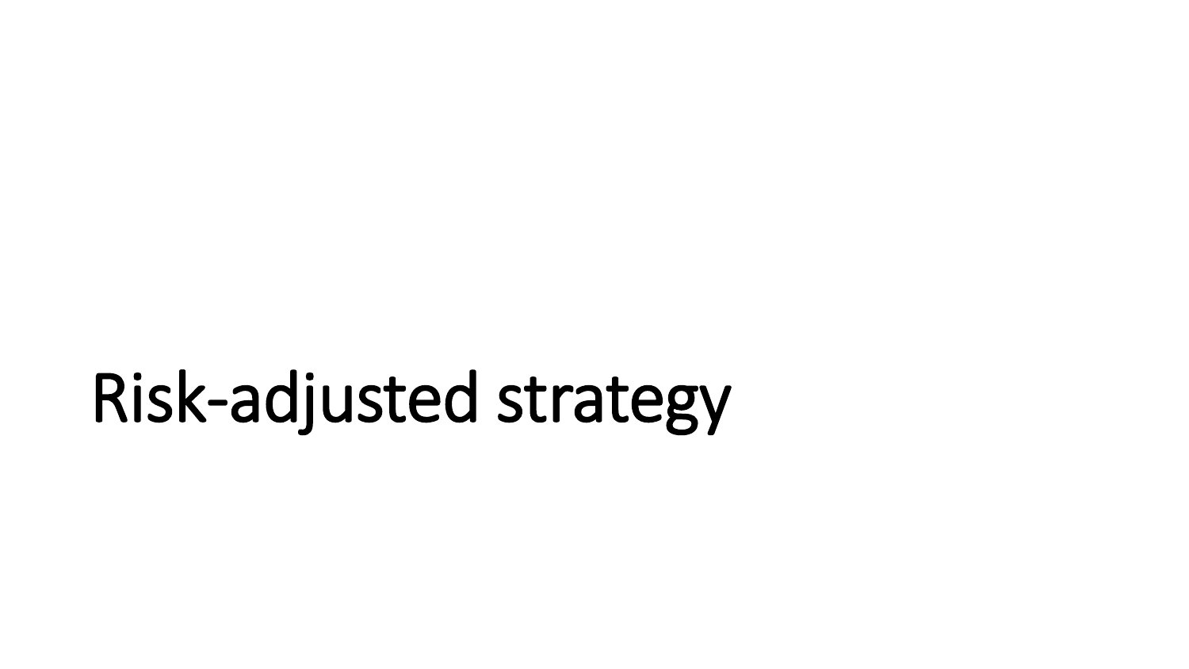# Risk-adjusted strategy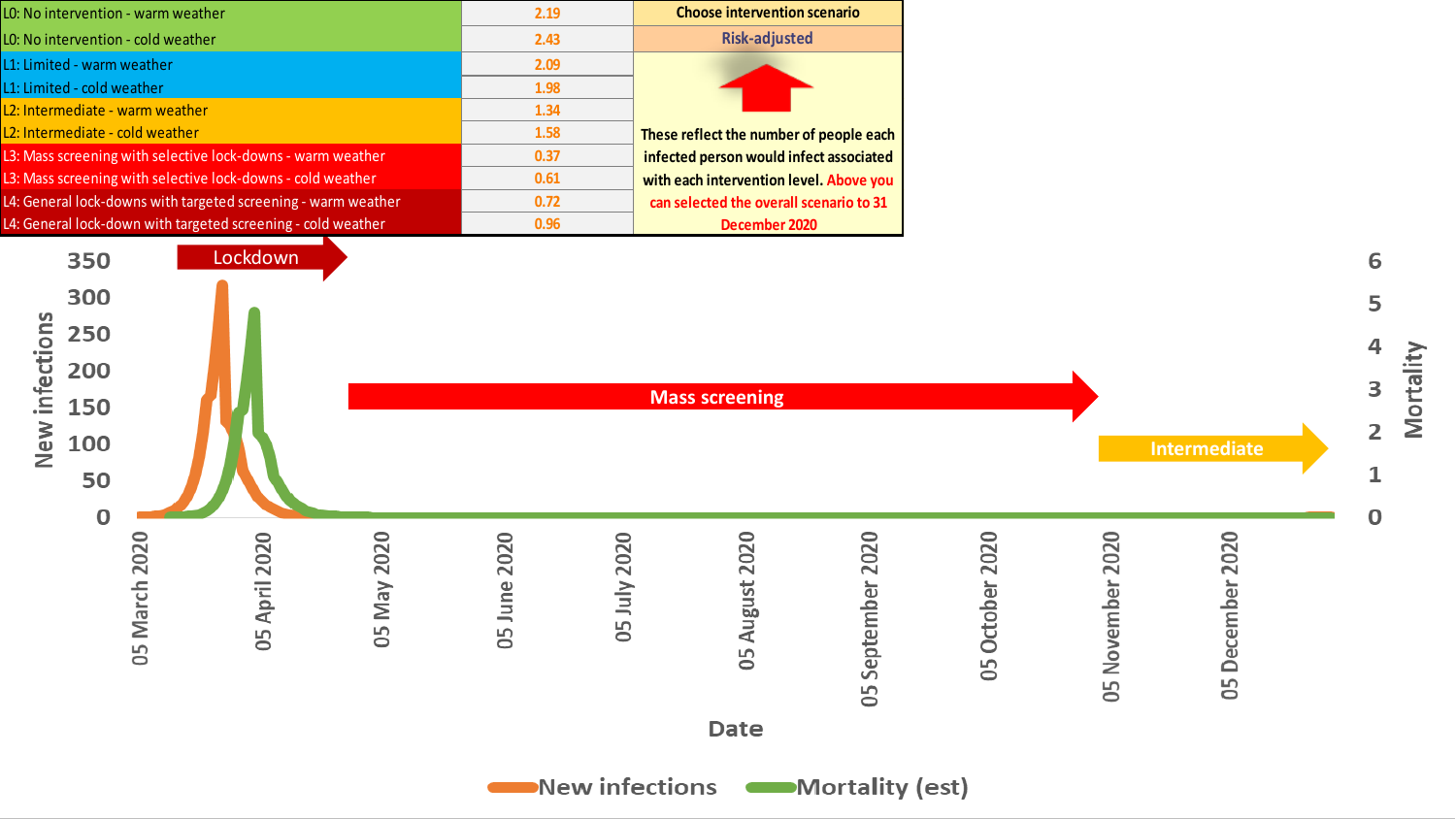| | | |
|---|---|---|
| L0: No intervention - warm weather | 2.19 | Choose intervention scenario |
| L0: No intervention - cold weather | 2.43 | Risk-adjusted |
| L1: Limited - warm weather | 2.09 | These reflect the number of people each infected person would infect associated with each intervention level. Above you can selected the overall scenario to 31 December 2020 |
| L1: Limited - cold weather | 1.98 | |
| L2: Intermediate - warm weather | 1.34 | |
| L2: Intermediate - cold weather | 1.58 | |
| L3: Mass screening with selective lock-downs - warm weather | 0.37 | |
| L3: Mass screening with selective lock-downs - cold weather | 0.61 | |
| L4: General lock-downs with targeted screening - warm weather | 0.72 | |
| L4: General lock-down with targeted screening - cold weather | 0.96 | |

Lockdown

Mass screening

Intermediate

New infections

Mortality

Date

05 March 2020, 05 April 2020, 05 May 2020, 05 June 2020, 05 July 2020, 05 August 2020, 05 September 2020, 05 October 2020, 05 November 2020, 05 December 2020

New infections — Mortality (est)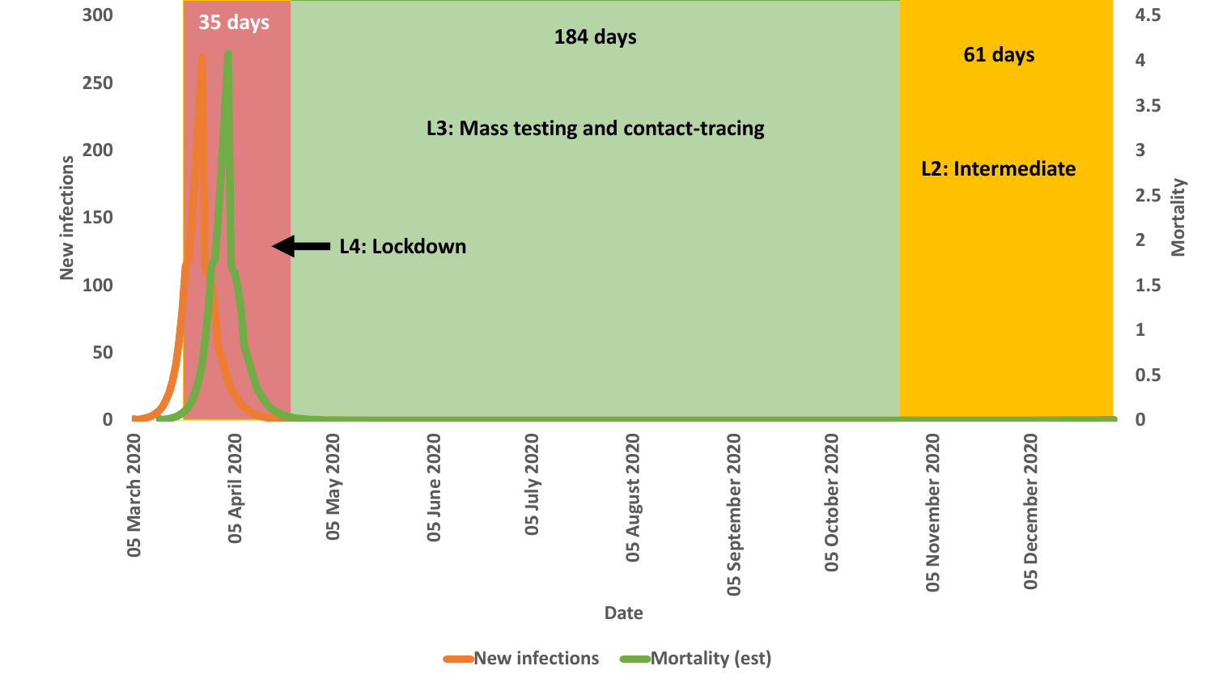300
250
200
150
100
50
0

New infections

4.5
4
3.5
3
2.5
2
1.5
1
0.5
0

Mortality

35 days

184 days

61 days

L4: Lockdown

L3: Mass testing and contact-tracing

L2: Intermediate

05 March 2020
05 April 2020
05 May 2020
05 June 2020
05 July 2020
05 August 2020
05 September 2020
05 October 2020
05 November 2020
05 December 2020

Date

New infections
Mortality (est)